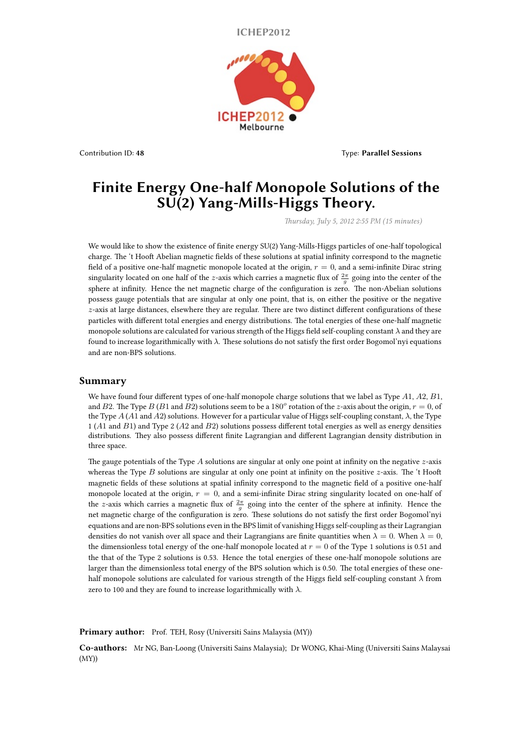ICHEP2012

Contribution ID: **48** Type: **Parallel Sessions**

# Finite Energy One-half Monopole Solutions of the SU(2) Yang-Mills-Higgs Theory.

*Thursday, July 5, 2012 2:55 PM (15 minutes)*

We would like to show the existence of finite energy SU(2) Yang-Mills-Higgs particles of one-half topological charge. The 't Hooft Abelian magnetic fields of these solutions at spatial infinity correspond to the magnetic field of a positive one-half magnetic monopole located at the origin, $r = 0$, and a semi-infinite Dirac string singularity located on one half of the $z$-axis which carries a magnetic flux of $\frac{2\pi}{g}$ going into the center of the sphere at infinity. Hence the net magnetic charge of the configuration is zero. The non-Abelian solutions possess gauge potentials that are singular at only one point, that is, on either the positive or the negative $z$-axis at large distances, elsewhere they are regular. There are two distinct different configurations of these particles with different total energies and energy distributions. The total energies of these one-half magnetic monopole solutions are calculated for various strength of the Higgs field self-coupling constant $\lambda$ and they are found to increase logarithmically with $\lambda$. These solutions do not satisfy the first order Bogomol'nyi equations and are non-BPS solutions.

## Summary

We have found four different types of one-half monopole charge solutions that we label as Type $A1$, $A2$, $B1$, and $B2$. The Type $B$ ($B1$ and $B2$) solutions seem to be a $180^o$ rotation of the $z$-axis about the origin, $r = 0$, of the Type $A$ ($A1$ and $A2$) solutions. However for a particular value of Higgs self-coupling constant, $\lambda$, the Type 1 ($A1$ and $B1$) and Type 2 ($A2$ and $B2$) solutions possess different total energies as well as energy densities distributions. They also possess different finite Lagrangian and different Lagrangian density distribution in three space.

The gauge potentials of the Type $A$ solutions are singular at only one point at infinity on the negative $z$-axis whereas the Type $B$ solutions are singular at only one point at infinity on the positive $z$-axis. The 't Hooft magnetic fields of these solutions at spatial infinity correspond to the magnetic field of a positive one-half monopole located at the origin, $r = 0$, and a semi-infinite Dirac string singularity located on one-half of the $z$-axis which carries a magnetic flux of $\frac{2\pi}{g}$ going into the center of the sphere at infinity. Hence the net magnetic charge of the configuration is zero. These solutions do not satisfy the first order Bogomol'nyi equations and are non-BPS solutions even in the BPS limit of vanishing Higgs self-coupling as their Lagrangian densities do not vanish over all space and their Lagrangians are finite quantities when $\lambda = 0$. When $\lambda = 0$, the dimensionless total energy of the one-half monopole located at $r = 0$ of the Type 1 solutions is 0.51 and the that of the Type 2 solutions is 0.53. Hence the total energies of these one-half monopole solutions are larger than the dimensionless total energy of the BPS solution which is 0.50. The total energies of these one-half monopole solutions are calculated for various strength of the Higgs field self-coupling constant $\lambda$ from zero to 100 and they are found to increase logarithmically with $\lambda$.

**Primary author:** Prof. TEH, Rosy (Universiti Sains Malaysia (MY))

**Co-authors:** Mr NG, Ban-Loong (Universiti Sains Malaysia); Dr WONG, Khai-Ming (Universiti Sains Malaysai (MY))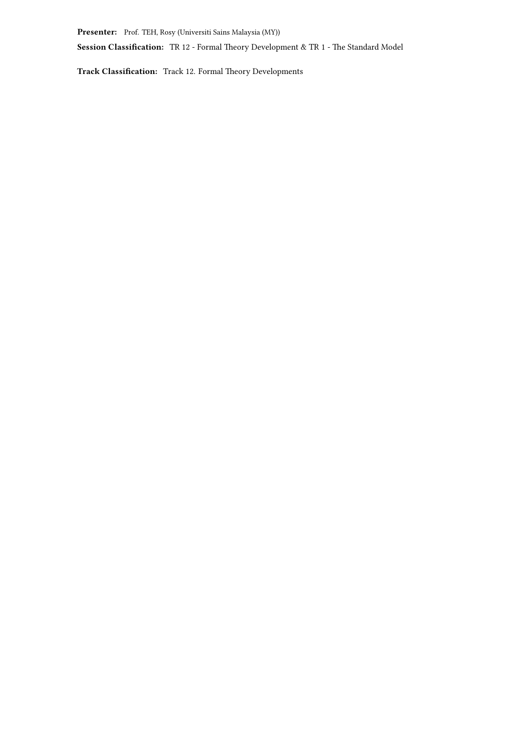**Presenter:** Prof. TEH, Rosy (Universiti Sains Malaysia (MY))

**Session Classification:** TR 12 - Formal Theory Development & TR 1 - The Standard Model

**Track Classification:** Track 12. Formal Theory Developments